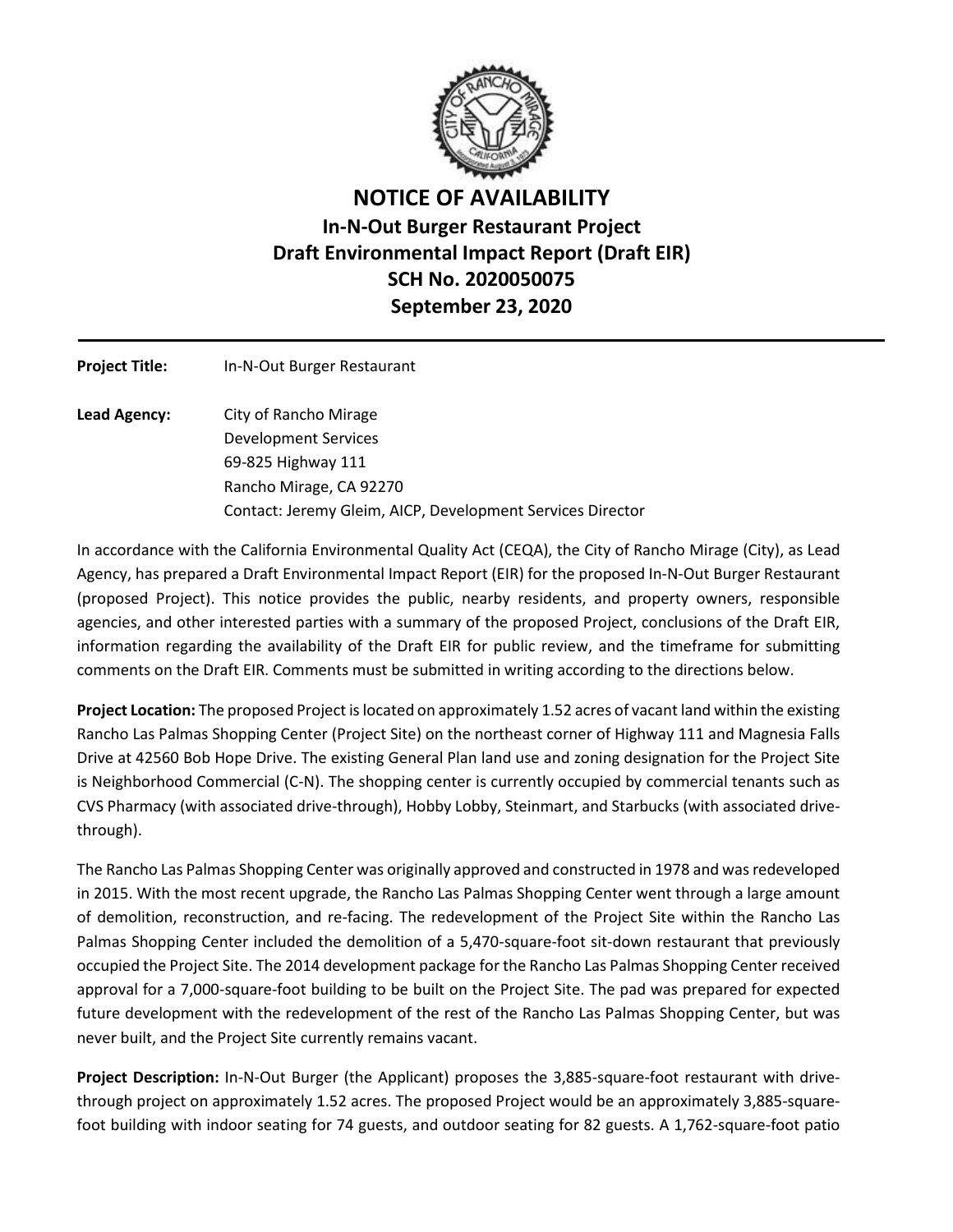# NOTICE OF AVAILABILITY
## In-N-Out Burger Restaurant Project
## Draft Environmental Impact Report (Draft EIR)
## SCH No. 2020050075
## September 23, 2020

---

**Project Title:** In-N-Out Burger Restaurant

**Lead Agency:** City of Rancho Mirage
Development Services
69-825 Highway 111
Rancho Mirage, CA 92270
Contact: Jeremy Gleim, AICP, Development Services Director

In accordance with the California Environmental Quality Act (CEQA), the City of Rancho Mirage (City), as Lead Agency, has prepared a Draft Environmental Impact Report (EIR) for the proposed In-N-Out Burger Restaurant (proposed Project). This notice provides the public, nearby residents, and property owners, responsible agencies, and other interested parties with a summary of the proposed Project, conclusions of the Draft EIR, information regarding the availability of the Draft EIR for public review, and the timeframe for submitting comments on the Draft EIR. Comments must be submitted in writing according to the directions below.

**Project Location:** The proposed Project is located on approximately 1.52 acres of vacant land within the existing Rancho Las Palmas Shopping Center (Project Site) on the northeast corner of Highway 111 and Magnesia Falls Drive at 42560 Bob Hope Drive. The existing General Plan land use and zoning designation for the Project Site is Neighborhood Commercial (C-N). The shopping center is currently occupied by commercial tenants such as CVS Pharmacy (with associated drive-through), Hobby Lobby, Steinmart, and Starbucks (with associated drive-through).

The Rancho Las Palmas Shopping Center was originally approved and constructed in 1978 and was redeveloped in 2015. With the most recent upgrade, the Rancho Las Palmas Shopping Center went through a large amount of demolition, reconstruction, and re-facing. The redevelopment of the Project Site within the Rancho Las Palmas Shopping Center included the demolition of a 5,470-square-foot sit-down restaurant that previously occupied the Project Site. The 2014 development package for the Rancho Las Palmas Shopping Center received approval for a 7,000-square-foot building to be built on the Project Site. The pad was prepared for expected future development with the redevelopment of the rest of the Rancho Las Palmas Shopping Center, but was never built, and the Project Site currently remains vacant.

**Project Description:** In-N-Out Burger (the Applicant) proposes the 3,885-square-foot restaurant with drive-through project on approximately 1.52 acres. The proposed Project would be an approximately 3,885-square-foot building with indoor seating for 74 guests, and outdoor seating for 82 guests. A 1,762-square-foot patio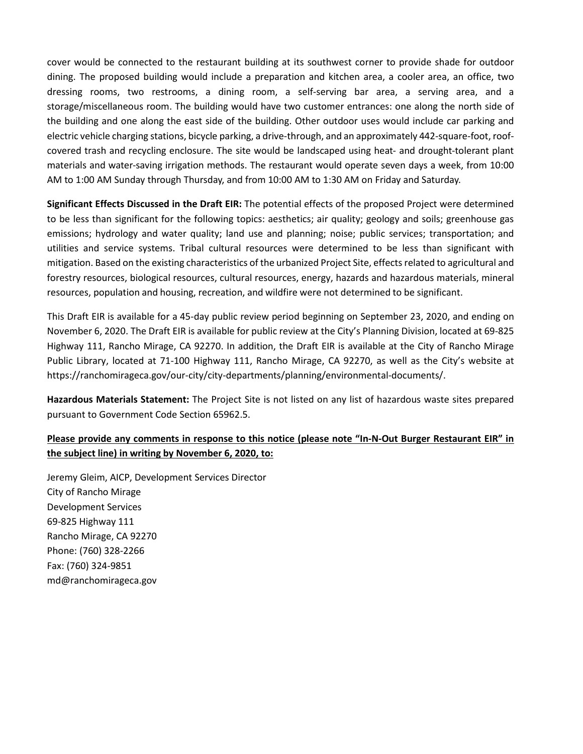cover would be connected to the restaurant building at its southwest corner to provide shade for outdoor dining. The proposed building would include a preparation and kitchen area, a cooler area, an office, two dressing rooms, two restrooms, a dining room, a self-serving bar area, a serving area, and a storage/miscellaneous room. The building would have two customer entrances: one along the north side of the building and one along the east side of the building. Other outdoor uses would include car parking and electric vehicle charging stations, bicycle parking, a drive-through, and an approximately 442-square-foot, roof-covered trash and recycling enclosure. The site would be landscaped using heat- and drought-tolerant plant materials and water-saving irrigation methods. The restaurant would operate seven days a week, from 10:00 AM to 1:00 AM Sunday through Thursday, and from 10:00 AM to 1:30 AM on Friday and Saturday.

**Significant Effects Discussed in the Draft EIR:** The potential effects of the proposed Project were determined to be less than significant for the following topics: aesthetics; air quality; geology and soils; greenhouse gas emissions; hydrology and water quality; land use and planning; noise; public services; transportation; and utilities and service systems. Tribal cultural resources were determined to be less than significant with mitigation. Based on the existing characteristics of the urbanized Project Site, effects related to agricultural and forestry resources, biological resources, cultural resources, energy, hazards and hazardous materials, mineral resources, population and housing, recreation, and wildfire were not determined to be significant.

This Draft EIR is available for a 45-day public review period beginning on September 23, 2020, and ending on November 6, 2020. The Draft EIR is available for public review at the City's Planning Division, located at 69-825 Highway 111, Rancho Mirage, CA 92270. In addition, the Draft EIR is available at the City of Rancho Mirage Public Library, located at 71-100 Highway 111, Rancho Mirage, CA 92270, as well as the City's website at https://ranchomirageca.gov/our-city/city-departments/planning/environmental-documents/.

**Hazardous Materials Statement:** The Project Site is not listed on any list of hazardous waste sites prepared pursuant to Government Code Section 65962.5.

**Please provide any comments in response to this notice (please note "In-N-Out Burger Restaurant EIR" in the subject line) in writing by November 6, 2020, to:**

Jeremy Gleim, AICP, Development Services Director
City of Rancho Mirage
Development Services
69-825 Highway 111
Rancho Mirage, CA 92270
Phone: (760) 328-2266
Fax: (760) 324-9851
md@ranchomirageca.gov